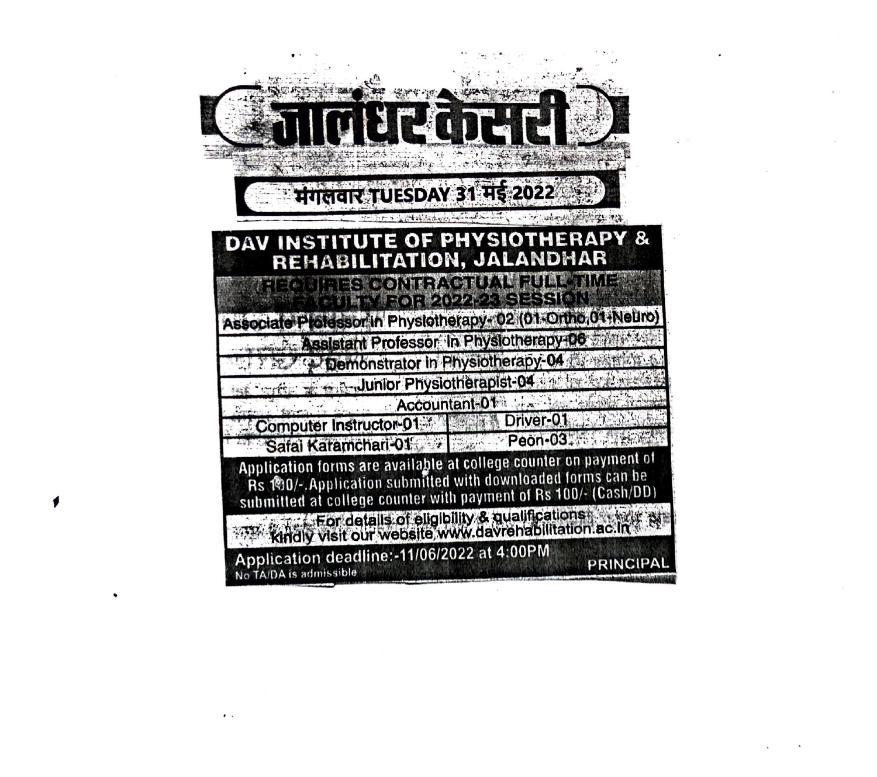# जालंधर केसरी

**मंगलवार TUESDAY 31 मई 2022**

## DAV INSTITUTE OF PHYSIOTHERAPY & REHABILITATION, JALANDHAR

### REQUIRES CONTRACTUAL FULL-TIME FACULTY FOR 2022-23 SESSION

| | |
|---|---|
| Associate Professor in Physiotherapy- 02 (01-Ortho,01-Neuro) | |
| Assistant Professor in Physiotherapy-06 | |
| Demonstrator in Physiotherapy-04 | |
| Junior Physiotherapist-04 | |
| Accountant-01 | |
| Computer Instructor-01 | Driver-01 |
| Safai Karamchari-01 | Peon-03 |

Application forms are available at college counter on payment of Rs 100/-. Application submitted with downloaded forms can be submitted at college counter with payment of Rs 100/- (Cash/DD)

For details of eligibility & qualifications kindly visit our website www.davrehabilitation.ac.in

Application deadline:-11/06/2022 at 4:00PM

No TA/DA is admissible

PRINCIPAL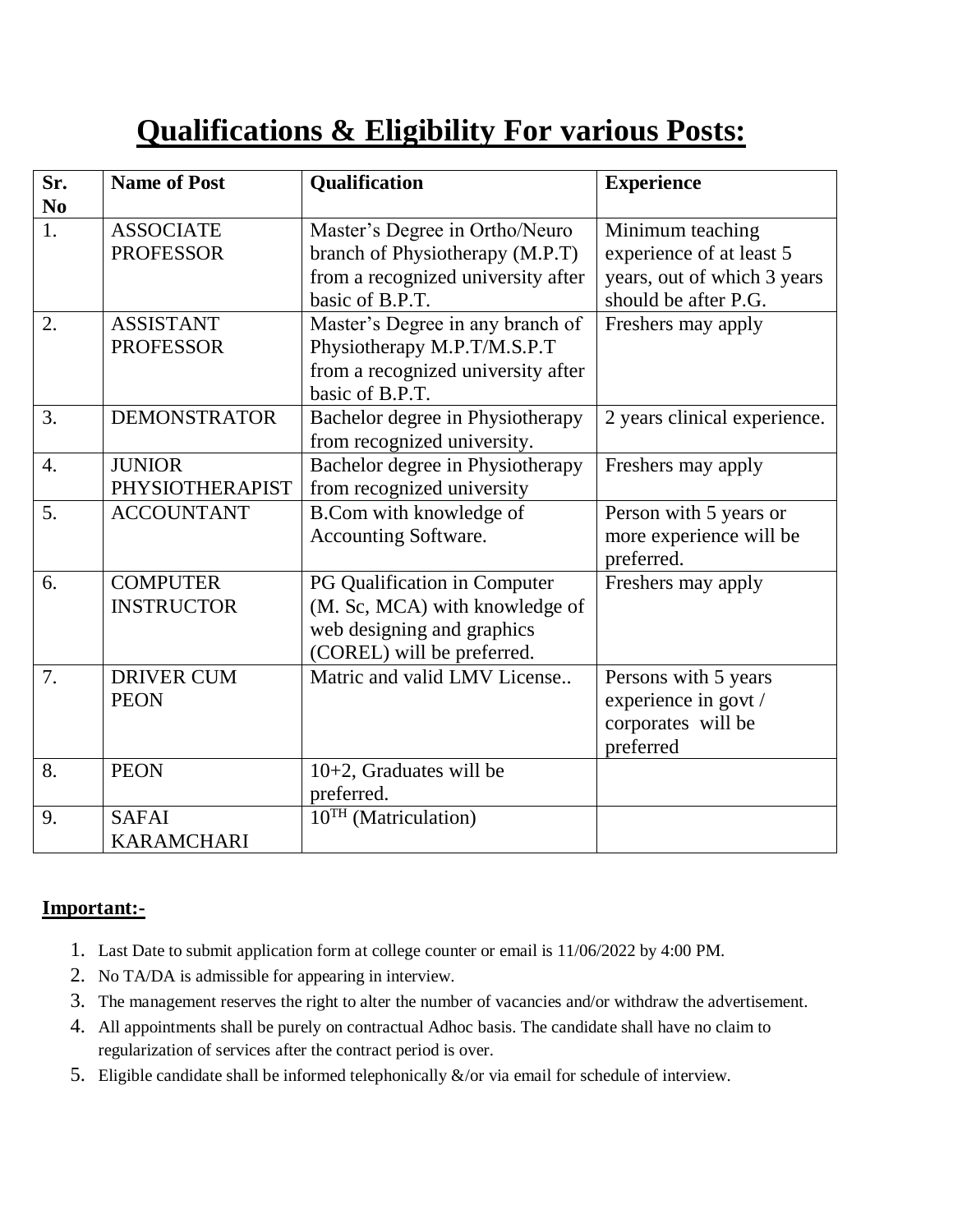# Qualifications & Eligibility For various Posts:

| Sr. No | Name of Post | Qualification | Experience |
|---|---|---|---|
| 1. | ASSOCIATE PROFESSOR | Master's Degree in Ortho/Neuro branch of Physiotherapy (M.P.T) from a recognized university after basic of B.P.T. | Minimum teaching experience of at least 5 years, out of which 3 years should be after P.G. |
| 2. | ASSISTANT PROFESSOR | Master's Degree in any branch of Physiotherapy M.P.T/M.S.P.T from a recognized university after basic of B.P.T. | Freshers may apply |
| 3. | DEMONSTRATOR | Bachelor degree in Physiotherapy from recognized university. | 2 years clinical experience. |
| 4. | JUNIOR PHYSIOTHERAPIST | Bachelor degree in Physiotherapy from recognized university | Freshers may apply |
| 5. | ACCOUNTANT | B.Com with knowledge of Accounting Software. | Person with 5 years or more experience will be preferred. |
| 6. | COMPUTER INSTRUCTOR | PG Qualification in Computer (M. Sc, MCA) with knowledge of web designing and graphics (COREL) will be preferred. | Freshers may apply |
| 7. | DRIVER CUM PEON | Matric and valid LMV License.. | Persons with 5 years experience in govt / corporates will be preferred |
| 8. | PEON | 10+2, Graduates will be preferred. | |
| 9. | SAFAI KARAMCHARI | 10TH (Matriculation) | |

**Important:-**

1. Last Date to submit application form at college counter or email is 11/06/2022 by 4:00 PM.
2. No TA/DA is admissible for appearing in interview.
3. The management reserves the right to alter the number of vacancies and/or withdraw the advertisement.
4. All appointments shall be purely on contractual Adhoc basis. The candidate shall have no claim to regularization of services after the contract period is over.
5. Eligible candidate shall be informed telephonically &/or via email for schedule of interview.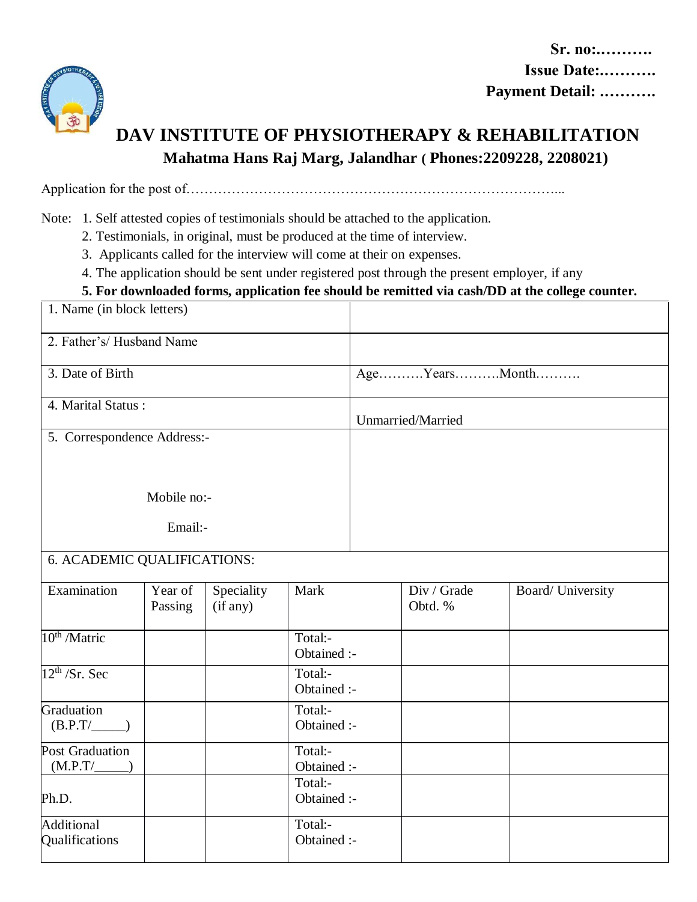Sr. no:……….

Issue Date:……….

Payment Detail: ……….

# DAV INSTITUTE OF PHYSIOTHERAPY & REHABILITATION

## Mahatma Hans Raj Marg, Jalandhar ( Phones:2209228, 2208021)

Application for the post of………………………………………………………………………...

Note: 1. Self attested copies of testimonials should be attached to the application.
2. Testimonials, in original, must be produced at the time of interview.
3. Applicants called for the interview will come at their on expenses.
4. The application should be sent under registered post through the present employer, if any
**5. For downloaded forms, application fee should be remitted via cash/DD at the college counter.**

| | |
|---|---|
| 1. Name (in block letters) | |
| 2. Father's/ Husband Name | |
| 3. Date of Birth | Age……….Years……….Month………. |
| 4. Marital Status : | Unmarried/Married |
| 5. Correspondence Address:-<br><br>Mobile no:-<br><br>Email:- | |

6. ACADEMIC QUALIFICATIONS:

| Examination | Year of Passing | Speciality (if any) | Mark | Div / Grade Obtd. % | Board/ University |
|---|---|---|---|---|---|
| 10th /Matric | | | Total:-<br>Obtained :- | | |
| 12th /Sr. Sec | | | Total:-<br>Obtained :- | | |
| Graduation (B.P.T/_____) | | | Total:-<br>Obtained :- | | |
| Post Graduation (M.P.T/_____) | | | Total:-<br>Obtained :- | | |
| Ph.D. | | | Total:-<br>Obtained :- | | |
| Additional Qualifications | | | Total:-<br>Obtained :- | | |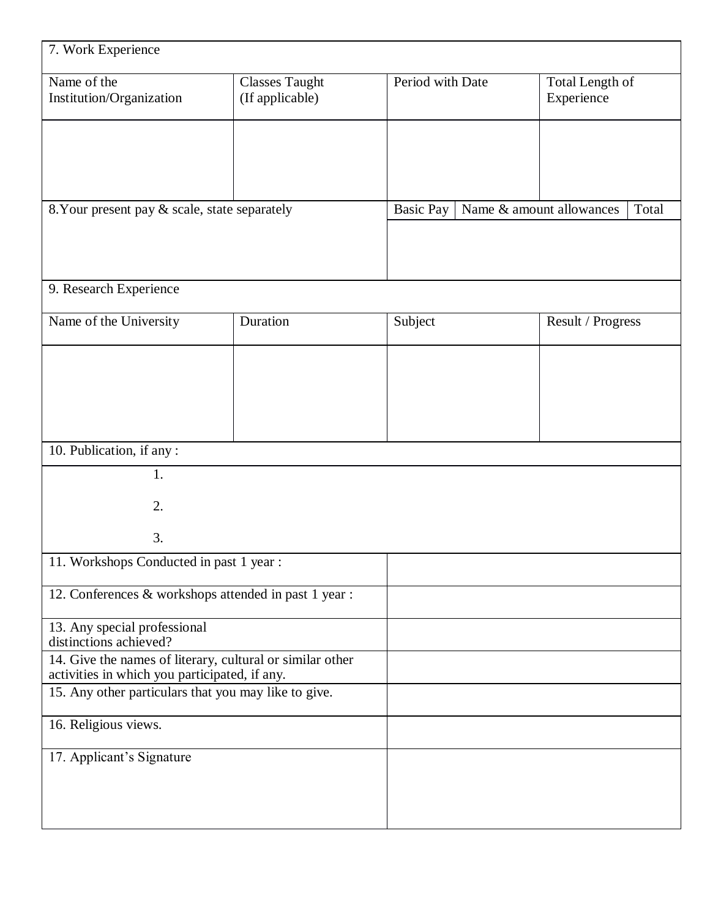| 7. Work Experience | | | |
|---|---|---|---|
| Name of the Institution/Organization | Classes Taught (If applicable) | Period with Date | Total Length of Experience |
| | | | |

| 8. Your present pay & scale, state separately | Basic Pay | Name & amount allowances | Total |
|---|---|---|---|
| | | | |

| 9. Research Experience | | | |
|---|---|---|---|
| Name of the University | Duration | Subject | Result / Progress |
| | | | |

10. Publication, if any :

1.

2.

3.

| | |
|---|---|
| 11. Workshops Conducted in past 1 year : | |
| 12. Conferences & workshops attended in past 1 year : | |
| 13. Any special professional distinctions achieved? | |
| 14. Give the names of literary, cultural or similar other activities in which you participated, if any. | |
| 15. Any other particulars that you may like to give. | |
| 16. Religious views. | |
| 17. Applicant's Signature | |